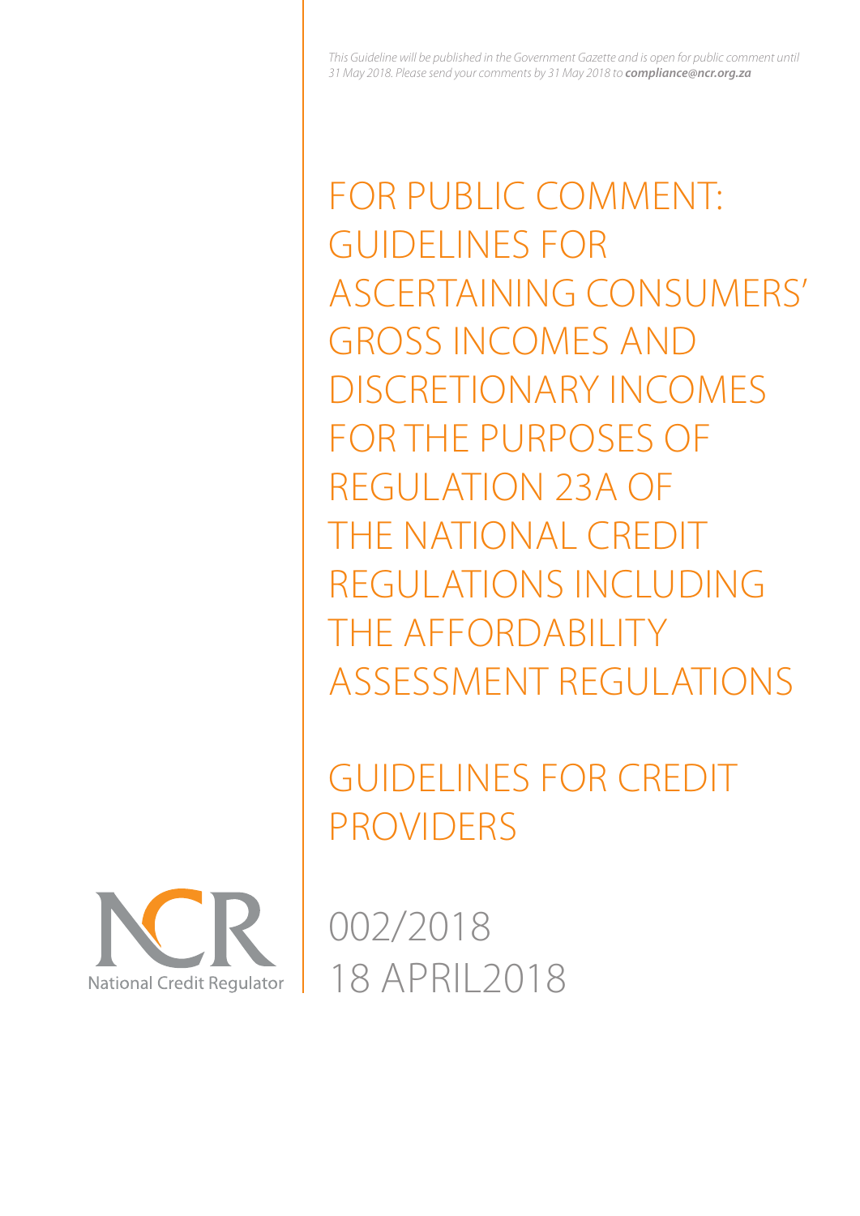*This Guideline will be published in the Government Gazette and is open for public comment until 31 May 2018. Please send your comments by 31 May 2018 to* ***compliance@ncr.org.za***

# FOR PUBLIC COMMENT: GUIDELINES FOR ASCERTAINING CONSUMERS' GROSS INCOMES AND DISCRETIONARY INCOMES FOR THE PURPOSES OF REGULATION 23A OF THE NATIONAL CREDIT REGULATIONS INCLUDING THE AFFORDABILITY ASSESSMENT REGULATIONS

## GUIDELINES FOR CREDIT PROVIDERS

NCR

National Credit Regulator

002/2018

18 APRIL2018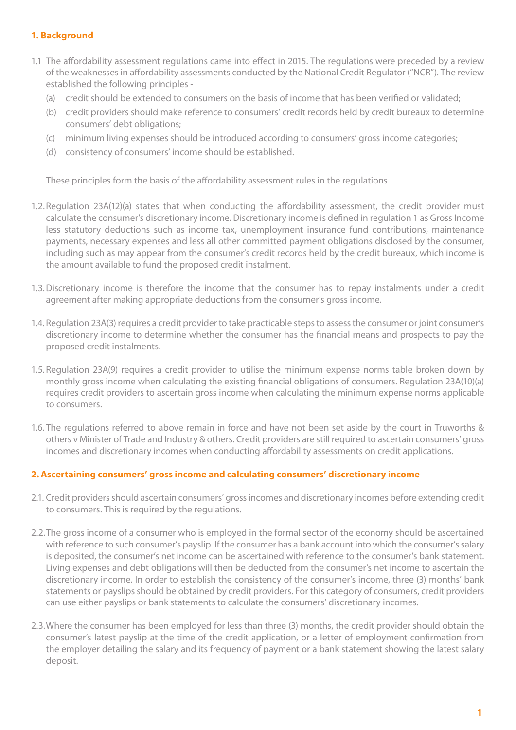## 1. Background

1.1 The affordability assessment regulations came into effect in 2015. The regulations were preceded by a review of the weaknesses in affordability assessments conducted by the National Credit Regulator ("NCR"). The review established the following principles -

(a) credit should be extended to consumers on the basis of income that has been verified or validated;

(b) credit providers should make reference to consumers' credit records held by credit bureaux to determine consumers' debt obligations;

(c) minimum living expenses should be introduced according to consumers' gross income categories;

(d) consistency of consumers' income should be established.

These principles form the basis of the affordability assessment rules in the regulations

1.2. Regulation 23A(12)(a) states that when conducting the affordability assessment, the credit provider must calculate the consumer's discretionary income. Discretionary income is defined in regulation 1 as Gross Income less statutory deductions such as income tax, unemployment insurance fund contributions, maintenance payments, necessary expenses and less all other committed payment obligations disclosed by the consumer, including such as may appear from the consumer's credit records held by the credit bureaux, which income is the amount available to fund the proposed credit instalment.

1.3. Discretionary income is therefore the income that the consumer has to repay instalments under a credit agreement after making appropriate deductions from the consumer's gross income.

1.4. Regulation 23A(3) requires a credit provider to take practicable steps to assess the consumer or joint consumer's discretionary income to determine whether the consumer has the financial means and prospects to pay the proposed credit instalments.

1.5. Regulation 23A(9) requires a credit provider to utilise the minimum expense norms table broken down by monthly gross income when calculating the existing financial obligations of consumers. Regulation 23A(10)(a) requires credit providers to ascertain gross income when calculating the minimum expense norms applicable to consumers.

1.6. The regulations referred to above remain in force and have not been set aside by the court in Truworths & others v Minister of Trade and Industry & others. Credit providers are still required to ascertain consumers' gross incomes and discretionary incomes when conducting affordability assessments on credit applications.

## 2. Ascertaining consumers' gross income and calculating consumers' discretionary income

2.1. Credit providers should ascertain consumers' gross incomes and discretionary incomes before extending credit to consumers. This is required by the regulations.

2.2. The gross income of a consumer who is employed in the formal sector of the economy should be ascertained with reference to such consumer's payslip. If the consumer has a bank account into which the consumer's salary is deposited, the consumer's net income can be ascertained with reference to the consumer's bank statement. Living expenses and debt obligations will then be deducted from the consumer's net income to ascertain the discretionary income. In order to establish the consistency of the consumer's income, three (3) months' bank statements or payslips should be obtained by credit providers. For this category of consumers, credit providers can use either payslips or bank statements to calculate the consumers' discretionary incomes.

2.3. Where the consumer has been employed for less than three (3) months, the credit provider should obtain the consumer's latest payslip at the time of the credit application, or a letter of employment confirmation from the employer detailing the salary and its frequency of payment or a bank statement showing the latest salary deposit.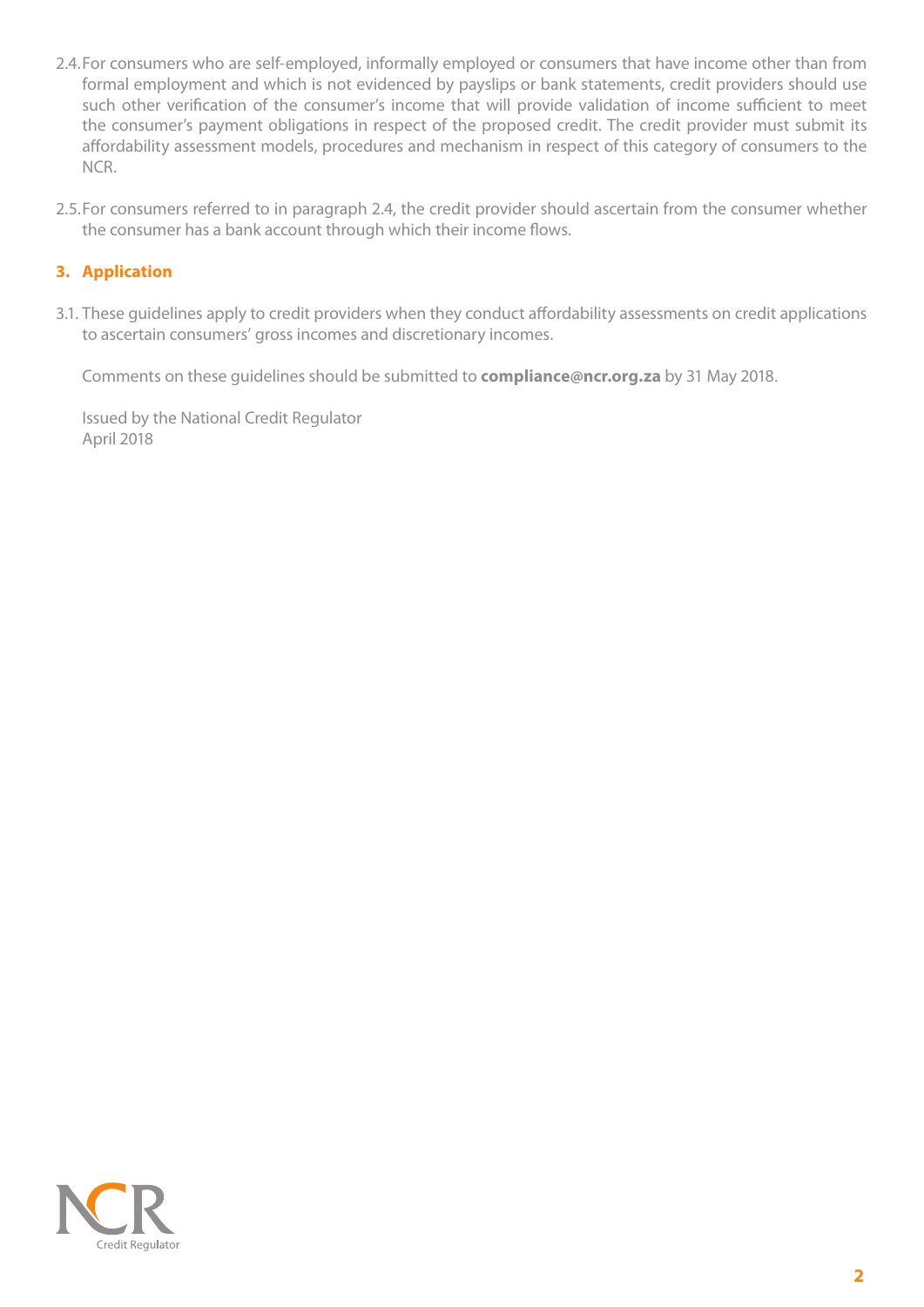2.4. For consumers who are self-employed, informally employed or consumers that have income other than from formal employment and which is not evidenced by payslips or bank statements, credit providers should use such other verification of the consumer's income that will provide validation of income sufficient to meet the consumer's payment obligations in respect of the proposed credit. The credit provider must submit its affordability assessment models, procedures and mechanism in respect of this category of consumers to the NCR.

2.5. For consumers referred to in paragraph 2.4, the credit provider should ascertain from the consumer whether the consumer has a bank account through which their income flows.

## 3. Application

3.1. These guidelines apply to credit providers when they conduct affordability assessments on credit applications to ascertain consumers' gross incomes and discretionary incomes.

Comments on these guidelines should be submitted to **compliance@ncr.org.za** by 31 May 2018.

Issued by the National Credit Regulator
April 2018